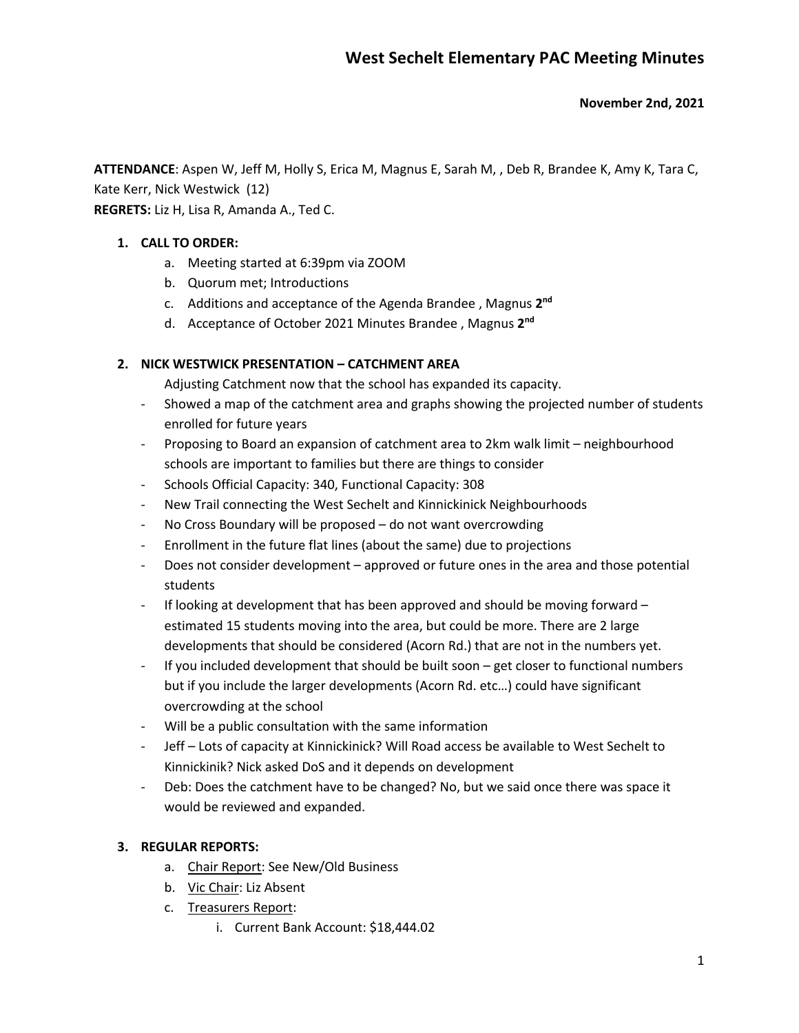# West Sechelt Elementary PAC Meeting Minutes

**November 2nd, 2021**

**ATTENDANCE**: Aspen W, Jeff M, Holly S, Erica M, Magnus E, Sarah M, , Deb R, Brandee K, Amy K, Tara C, Kate Kerr, Nick Westwick (12)
**REGRETS:** Liz H, Lisa R, Amanda A., Ted C.

1. **CALL TO ORDER:**
   a. Meeting started at 6:39pm via ZOOM
   b. Quorum met; Introductions
   c. Additions and acceptance of the Agenda Brandee , Magnus **2nd**
   d. Acceptance of October 2021 Minutes Brandee , Magnus **2nd**

2. **NICK WESTWICK PRESENTATION – CATCHMENT AREA**
   Adjusting Catchment now that the school has expanded its capacity.
   - Showed a map of the catchment area and graphs showing the projected number of students enrolled for future years
   - Proposing to Board an expansion of catchment area to 2km walk limit – neighbourhood schools are important to families but there are things to consider
   - Schools Official Capacity: 340, Functional Capacity: 308
   - New Trail connecting the West Sechelt and Kinnickinick Neighbourhoods
   - No Cross Boundary will be proposed – do not want overcrowding
   - Enrollment in the future flat lines (about the same) due to projections
   - Does not consider development – approved or future ones in the area and those potential students
   - If looking at development that has been approved and should be moving forward – estimated 15 students moving into the area, but could be more. There are 2 large developments that should be considered (Acorn Rd.) that are not in the numbers yet.
   - If you included development that should be built soon – get closer to functional numbers but if you include the larger developments (Acorn Rd. etc…) could have significant overcrowding at the school
   - Will be a public consultation with the same information
   - Jeff – Lots of capacity at Kinnickinick? Will Road access be available to West Sechelt to Kinnickinik? Nick asked DoS and it depends on development
   - Deb: Does the catchment have to be changed? No, but we said once there was space it would be reviewed and expanded.

3. **REGULAR REPORTS:**
   a. Chair Report: See New/Old Business
   b. Vic Chair: Liz Absent
   c. Treasurers Report:
      i. Current Bank Account: $18,444.02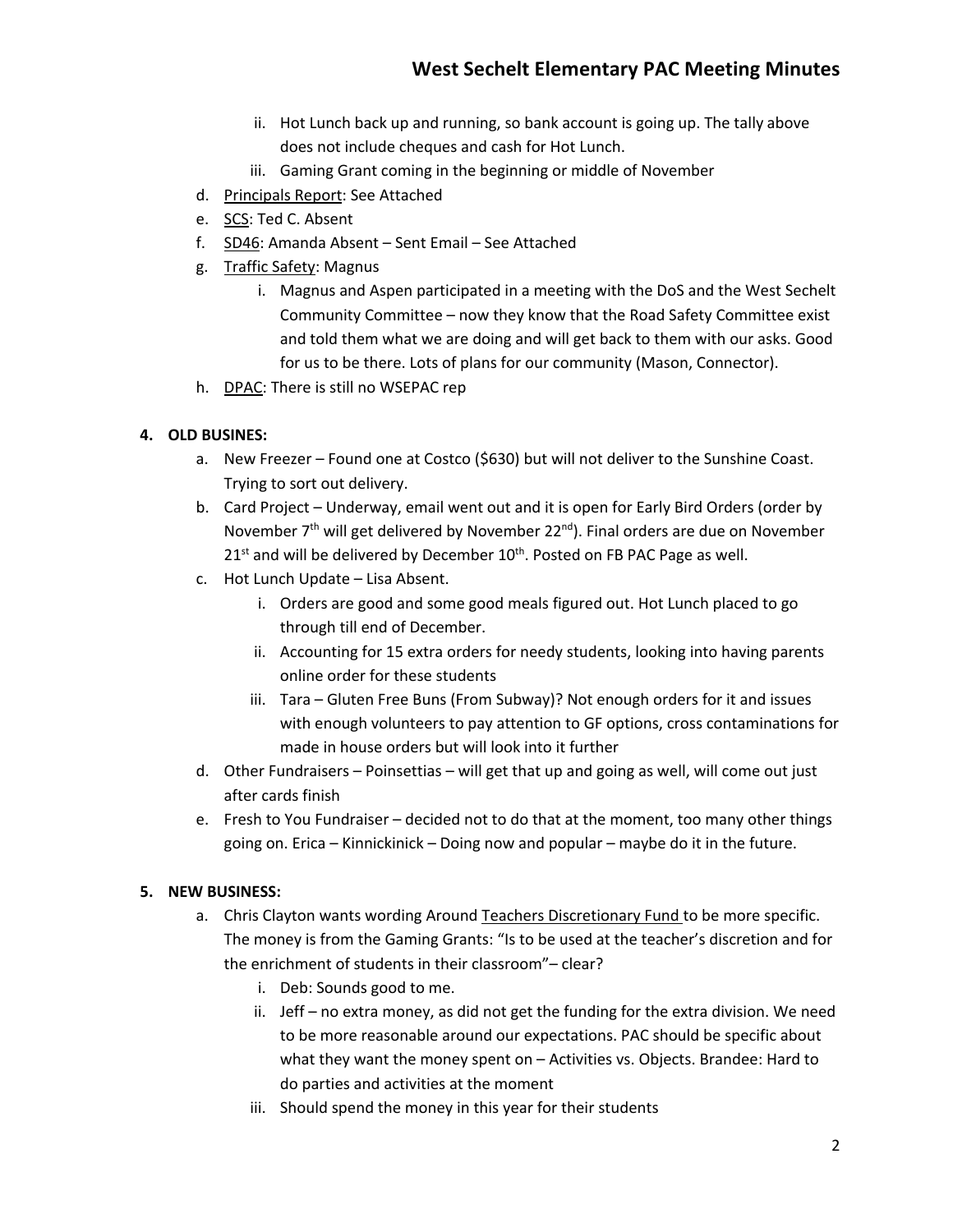ii. Hot Lunch back up and running, so bank account is going up. The tally above does not include cheques and cash for Hot Lunch.
   iii. Gaming Grant coming in the beginning or middle of November

d. Principals Report: See Attached
e. SCS: Ted C. Absent
f. SD46: Amanda Absent – Sent Email – See Attached
g. Traffic Safety: Magnus
   i. Magnus and Aspen participated in a meeting with the DoS and the West Sechelt Community Committee – now they know that the Road Safety Committee exist and told them what we are doing and will get back to them with our asks. Good for us to be there. Lots of plans for our community (Mason, Connector).
h. DPAC: There is still no WSEPAC rep

**4. OLD BUSINES:**

a. New Freezer – Found one at Costco ($630) but will not deliver to the Sunshine Coast. Trying to sort out delivery.
b. Card Project – Underway, email went out and it is open for Early Bird Orders (order by November 7th will get delivered by November 22nd). Final orders are due on November 21st and will be delivered by December 10th. Posted on FB PAC Page as well.
c. Hot Lunch Update – Lisa Absent.
   i. Orders are good and some good meals figured out. Hot Lunch placed to go through till end of December.
   ii. Accounting for 15 extra orders for needy students, looking into having parents online order for these students
   iii. Tara – Gluten Free Buns (From Subway)? Not enough orders for it and issues with enough volunteers to pay attention to GF options, cross contaminations for made in house orders but will look into it further
d. Other Fundraisers – Poinsettias – will get that up and going as well, will come out just after cards finish
e. Fresh to You Fundraiser – decided not to do that at the moment, too many other things going on. Erica – Kinnickinick – Doing now and popular – maybe do it in the future.

**5. NEW BUSINESS:**

a. Chris Clayton wants wording Around Teachers Discretionary Fund to be more specific. The money is from the Gaming Grants: "Is to be used at the teacher's discretion and for the enrichment of students in their classroom"– clear?
   i. Deb: Sounds good to me.
   ii. Jeff – no extra money, as did not get the funding for the extra division. We need to be more reasonable around our expectations. PAC should be specific about what they want the money spent on – Activities vs. Objects. Brandee: Hard to do parties and activities at the moment
   iii. Should spend the money in this year for their students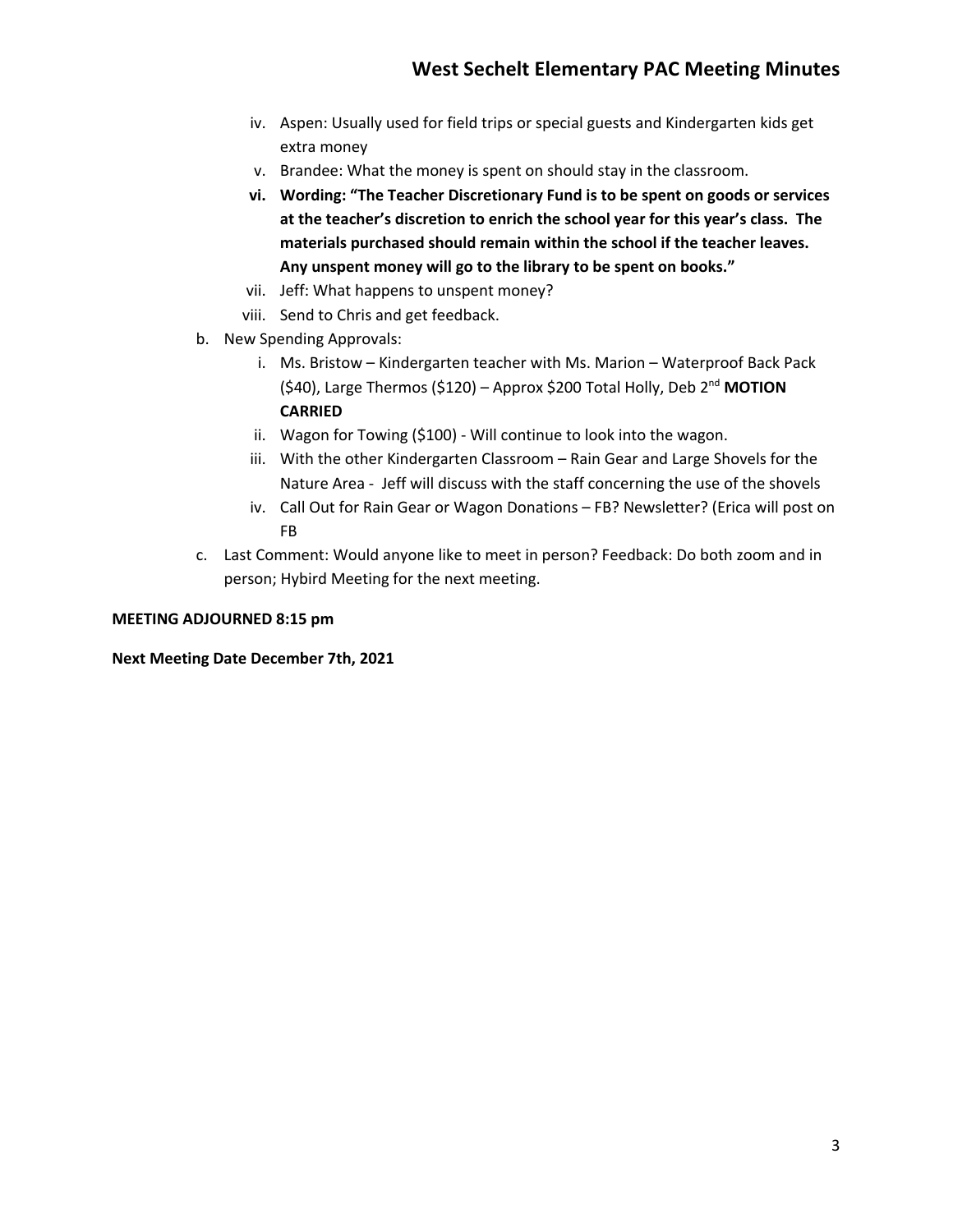iv. Aspen: Usually used for field trips or special guests and Kindergarten kids get extra money
   v. Brandee: What the money is spent on should stay in the classroom.
   **vi. Wording: "The Teacher Discretionary Fund is to be spent on goods or services at the teacher's discretion to enrich the school year for this year's class. The materials purchased should remain within the school if the teacher leaves. Any unspent money will go to the library to be spent on books."**
   vii. Jeff: What happens to unspent money?
   viii. Send to Chris and get feedback.

b. New Spending Approvals:
   i. Ms. Bristow – Kindergarten teacher with Ms. Marion – Waterproof Back Pack ($40), Large Thermos ($120) – Approx $200 Total Holly, Deb 2nd **MOTION CARRIED**
   ii. Wagon for Towing ($100) - Will continue to look into the wagon.
   iii. With the other Kindergarten Classroom – Rain Gear and Large Shovels for the Nature Area - Jeff will discuss with the staff concerning the use of the shovels
   iv. Call Out for Rain Gear or Wagon Donations – FB? Newsletter? (Erica will post on FB

c. Last Comment: Would anyone like to meet in person? Feedback: Do both zoom and in person; Hybird Meeting for the next meeting.

**MEETING ADJOURNED 8:15 pm**

**Next Meeting Date December 7th, 2021**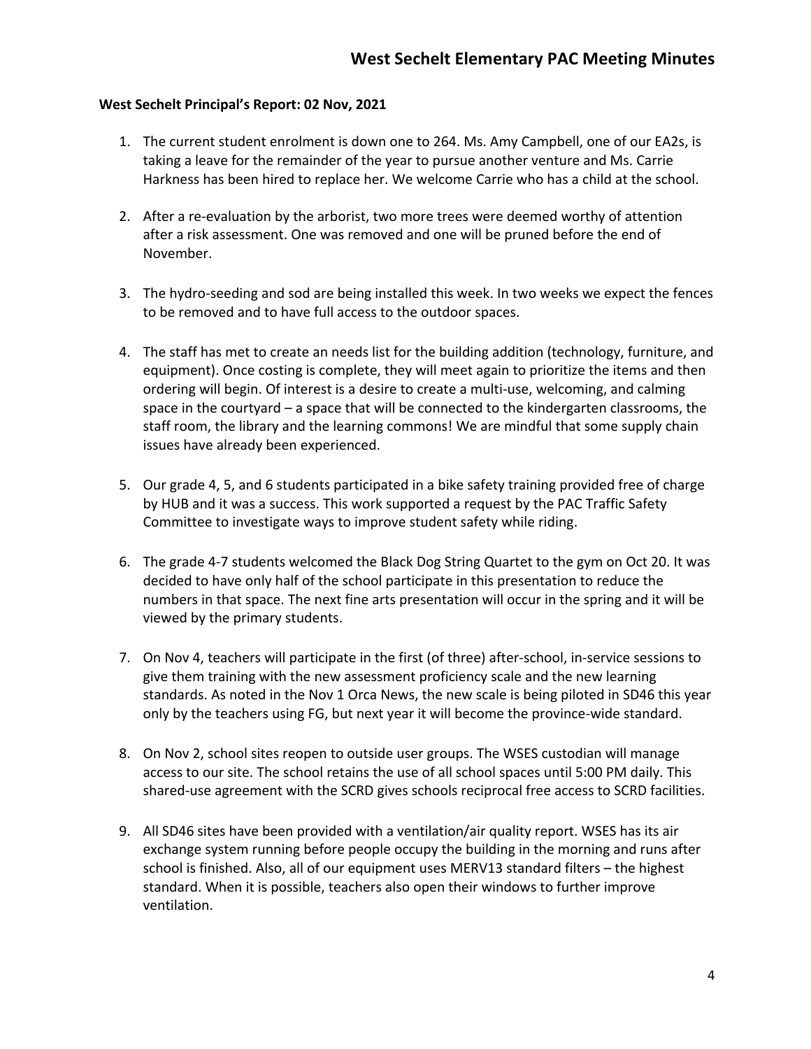**West Sechelt Principal's Report: 02 Nov, 2021**

1. The current student enrolment is down one to 264. Ms. Amy Campbell, one of our EA2s, is taking a leave for the remainder of the year to pursue another venture and Ms. Carrie Harkness has been hired to replace her. We welcome Carrie who has a child at the school.

2. After a re-evaluation by the arborist, two more trees were deemed worthy of attention after a risk assessment. One was removed and one will be pruned before the end of November.

3. The hydro-seeding and sod are being installed this week. In two weeks we expect the fences to be removed and to have full access to the outdoor spaces.

4. The staff has met to create an needs list for the building addition (technology, furniture, and equipment). Once costing is complete, they will meet again to prioritize the items and then ordering will begin. Of interest is a desire to create a multi-use, welcoming, and calming space in the courtyard – a space that will be connected to the kindergarten classrooms, the staff room, the library and the learning commons! We are mindful that some supply chain issues have already been experienced.

5. Our grade 4, 5, and 6 students participated in a bike safety training provided free of charge by HUB and it was a success. This work supported a request by the PAC Traffic Safety Committee to investigate ways to improve student safety while riding.

6. The grade 4-7 students welcomed the Black Dog String Quartet to the gym on Oct 20. It was decided to have only half of the school participate in this presentation to reduce the numbers in that space. The next fine arts presentation will occur in the spring and it will be viewed by the primary students.

7. On Nov 4, teachers will participate in the first (of three) after-school, in-service sessions to give them training with the new assessment proficiency scale and the new learning standards. As noted in the Nov 1 Orca News, the new scale is being piloted in SD46 this year only by the teachers using FG, but next year it will become the province-wide standard.

8. On Nov 2, school sites reopen to outside user groups. The WSES custodian will manage access to our site. The school retains the use of all school spaces until 5:00 PM daily. This shared-use agreement with the SCRD gives schools reciprocal free access to SCRD facilities.

9. All SD46 sites have been provided with a ventilation/air quality report. WSES has its air exchange system running before people occupy the building in the morning and runs after school is finished. Also, all of our equipment uses MERV13 standard filters – the highest standard. When it is possible, teachers also open their windows to further improve ventilation.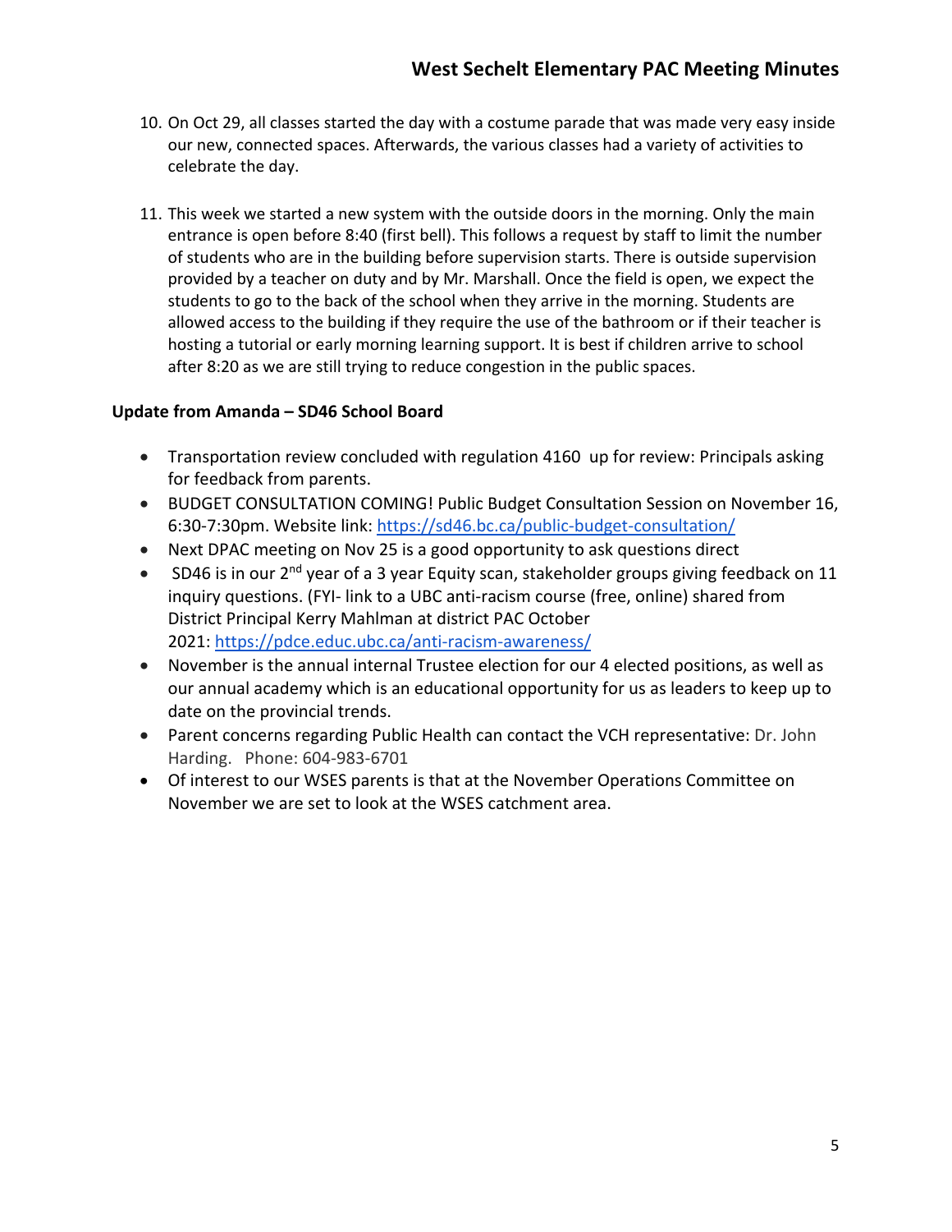10. On Oct 29, all classes started the day with a costume parade that was made very easy inside our new, connected spaces. Afterwards, the various classes had a variety of activities to celebrate the day.

11. This week we started a new system with the outside doors in the morning. Only the main entrance is open before 8:40 (first bell). This follows a request by staff to limit the number of students who are in the building before supervision starts. There is outside supervision provided by a teacher on duty and by Mr. Marshall. Once the field is open, we expect the students to go to the back of the school when they arrive in the morning. Students are allowed access to the building if they require the use of the bathroom or if their teacher is hosting a tutorial or early morning learning support. It is best if children arrive to school after 8:20 as we are still trying to reduce congestion in the public spaces.

**Update from Amanda – SD46 School Board**

- Transportation review concluded with regulation 4160 up for review: Principals asking for feedback from parents.
- BUDGET CONSULTATION COMING! Public Budget Consultation Session on November 16, 6:30-7:30pm. Website link: https://sd46.bc.ca/public-budget-consultation/
- Next DPAC meeting on Nov 25 is a good opportunity to ask questions direct
- SD46 is in our 2nd year of a 3 year Equity scan, stakeholder groups giving feedback on 11 inquiry questions. (FYI- link to a UBC anti-racism course (free, online) shared from District Principal Kerry Mahlman at district PAC October 2021: https://pdce.educ.ubc.ca/anti-racism-awareness/
- November is the annual internal Trustee election for our 4 elected positions, as well as our annual academy which is an educational opportunity for us as leaders to keep up to date on the provincial trends.
- Parent concerns regarding Public Health can contact the VCH representative: Dr. John Harding. Phone: 604-983-6701
- Of interest to our WSES parents is that at the November Operations Committee on November we are set to look at the WSES catchment area.